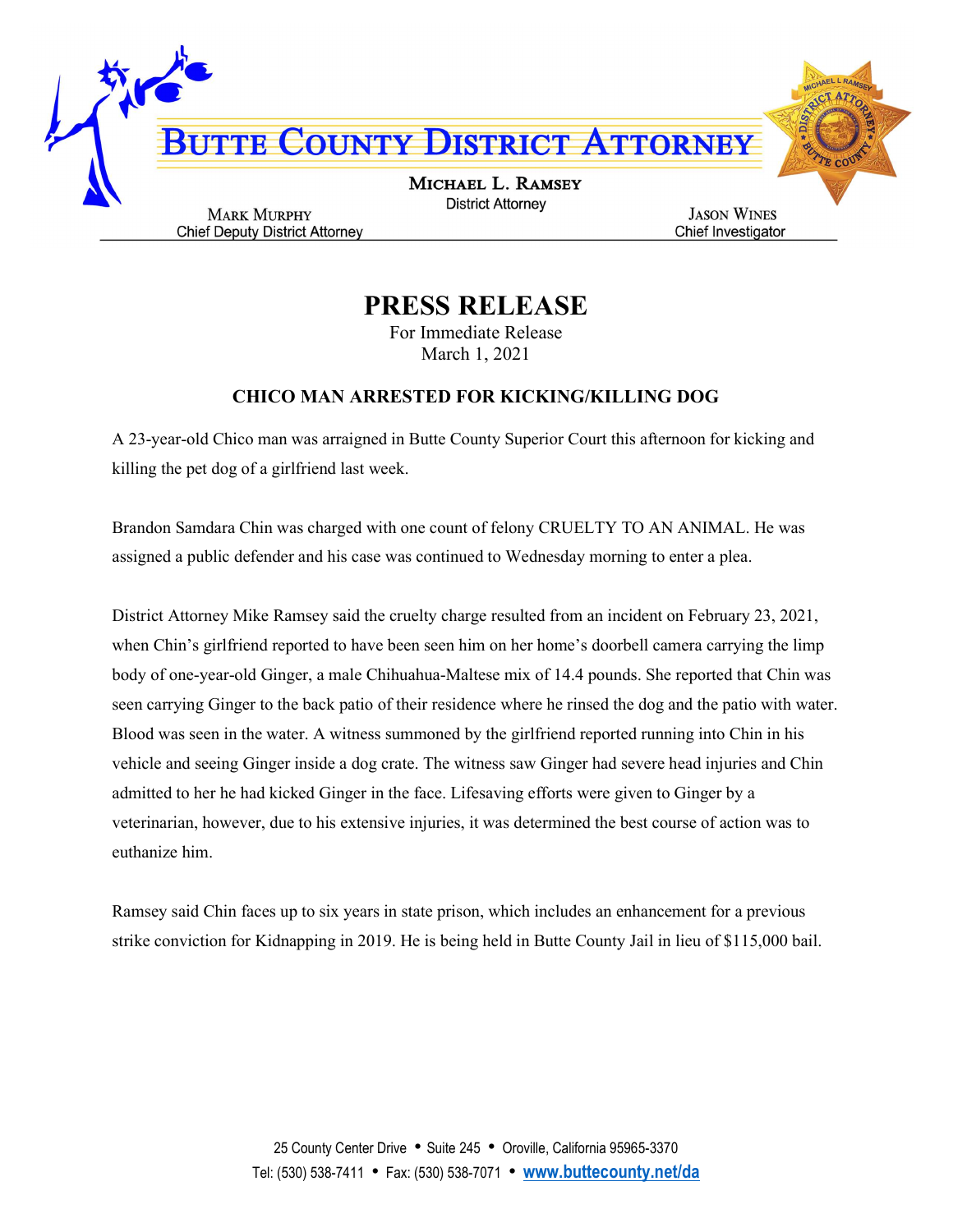# BUTTE COUNTY DISTRICT ATTORNEY

**MICHAEL L. RAMSEY**
District Attorney

**MARK MURPHY**
Chief Deputy District Attorney

**JASON WINES**
Chief Investigator

## PRESS RELEASE

For Immediate Release
March 1, 2021

### CHICO MAN ARRESTED FOR KICKING/KILLING DOG

A 23-year-old Chico man was arraigned in Butte County Superior Court this afternoon for kicking and killing the pet dog of a girlfriend last week.

Brandon Samdara Chin was charged with one count of felony CRUELTY TO AN ANIMAL. He was assigned a public defender and his case was continued to Wednesday morning to enter a plea.

District Attorney Mike Ramsey said the cruelty charge resulted from an incident on February 23, 2021, when Chin's girlfriend reported to have been seen him on her home's doorbell camera carrying the limp body of one-year-old Ginger, a male Chihuahua-Maltese mix of 14.4 pounds. She reported that Chin was seen carrying Ginger to the back patio of their residence where he rinsed the dog and the patio with water. Blood was seen in the water. A witness summoned by the girlfriend reported running into Chin in his vehicle and seeing Ginger inside a dog crate. The witness saw Ginger had severe head injuries and Chin admitted to her he had kicked Ginger in the face. Lifesaving efforts were given to Ginger by a veterinarian, however, due to his extensive injuries, it was determined the best course of action was to euthanize him.

Ramsey said Chin faces up to six years in state prison, which includes an enhancement for a previous strike conviction for Kidnapping in 2019. He is being held in Butte County Jail in lieu of $115,000 bail.

25 County Center Drive • Suite 245 • Oroville, California 95965-3370
Tel: (530) 538-7411 • Fax: (530) 538-7071 • www.buttecounty.net/da